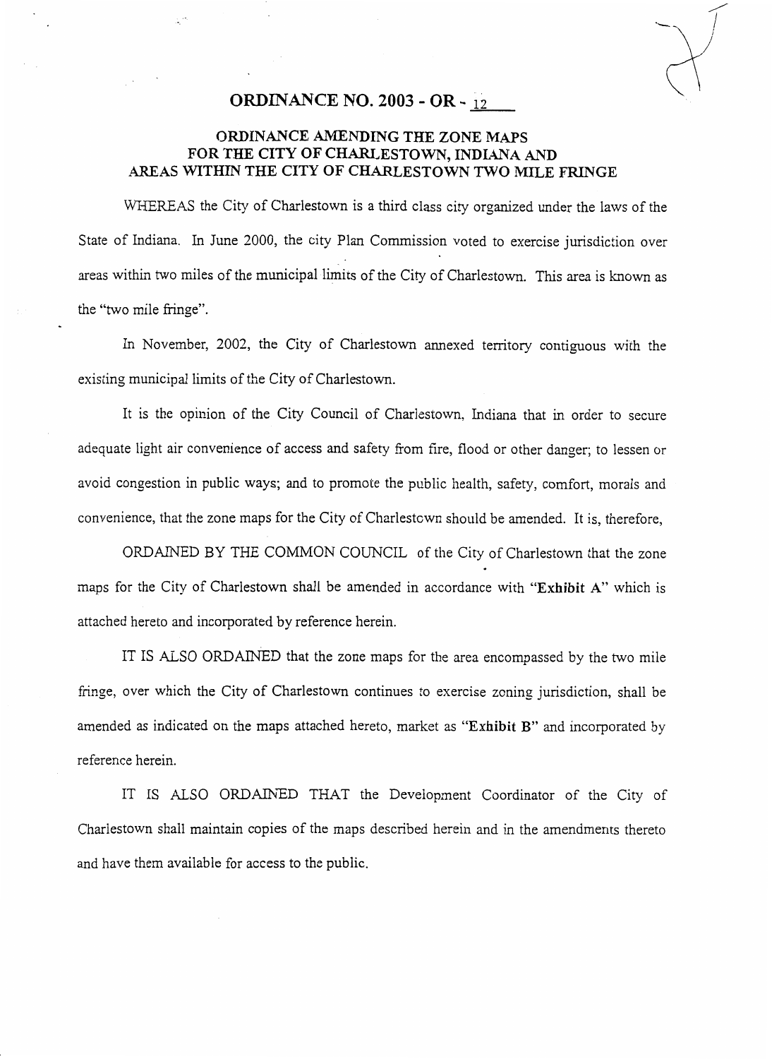# ORDINANCE NO. 2003 - OR - 12

## ORDINANCE AMENDING THE ZONE MAPS FOR THE CITY OF CHARLESTOWN, INDIANA AND AREAS WITHIN THE CITY OF CHARLESTOWN TWO MILE FRINGE

WHEREAS the City of Charlestown is a third class city organized under the laws of the State of Indiana. In June 2000, the city Plan Commission voted to exercise jurisdiction over areas within two miles of the municipal limits of the City of Charlestown. This area is known as the "two mile fringe".

In November, 2002, the City of Charlestown annexed territory contiguous with the existing municipal limits of the City of Charlestown.

It is the opinion of the City Council of Charlestown, Indiana that in order to secure adequate light air convenience of access and safety from fire, flood or other danger; to lessen or avoid congestion in public ways; and to promote the public health, safety, comfort, morals and convenience, that the zone maps for the City of Charlestown should be amended. It is, therefore,

ORDAINED BY THE COMMON COUNCIL of the City of Charlestown that the zone maps for the City of Charlestown shall be amended in accordance with "**Exhibit A**" which is attached hereto and incorporated by reference herein.

IT IS ALSO ORDAINED that the zone maps for the area encompassed by the two mile fringe, over which the City of Charlestown continues to exercise zoning jurisdiction, shall be amended as indicated on the maps attached hereto, market as "**Exhibit B**" and incorporated by reference herein.

IT IS ALSO ORDAINED THAT the Development Coordinator of the City of Charlestown shall maintain copies of the maps described herein and in the amendments thereto and have them available for access to the public.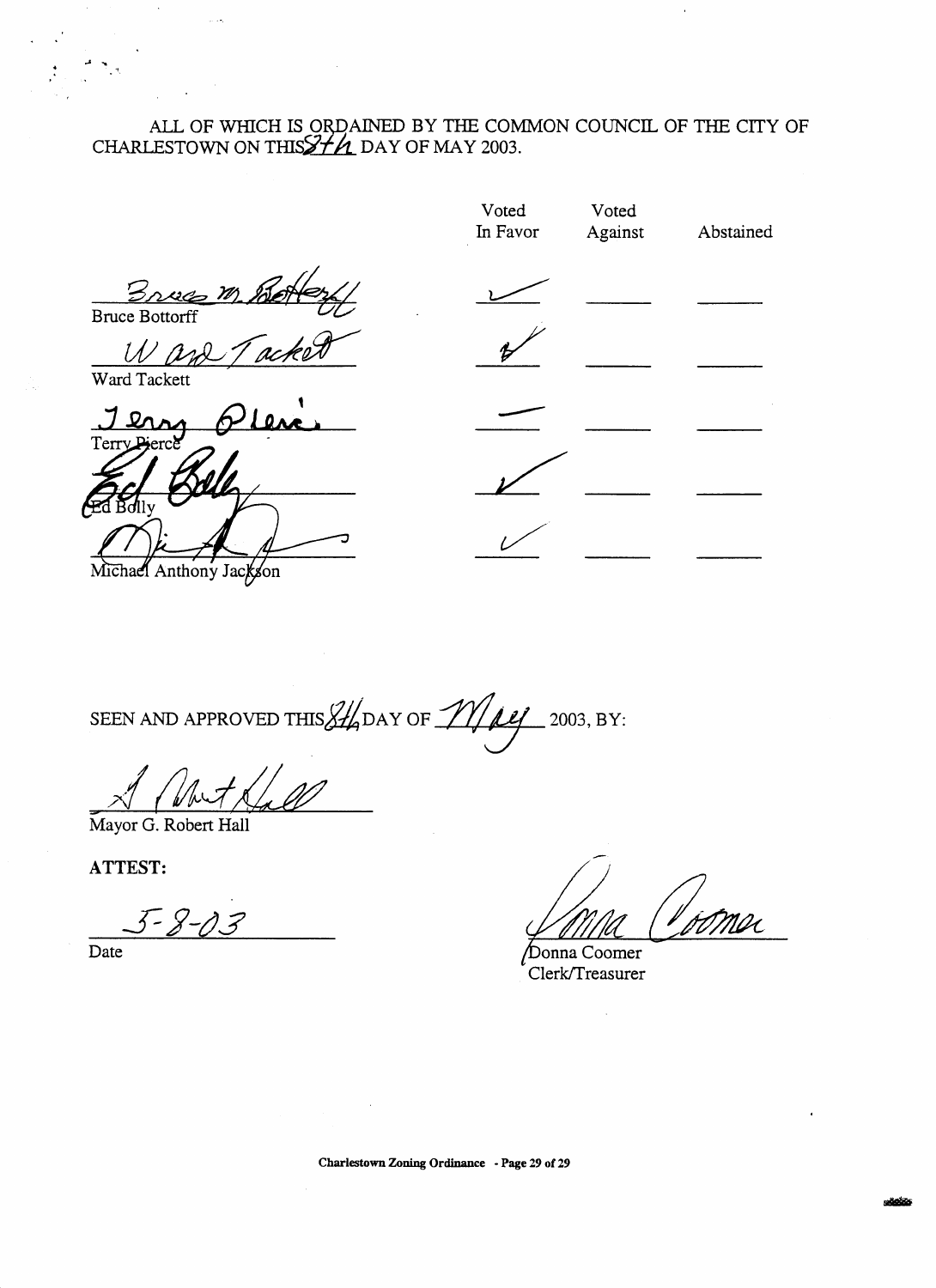ALL OF WHICH IS ORDAINED BY THE COMMON COUNCIL OF THE CITY OF CHARLESTOWN ON THIS 8th DAY OF MAY 2003.

| | Voted In Favor | Voted Against | Abstained |
|---|---|---|---|
| Bruce Bottorff | ✓ | | |
| Ward Tackett | ✓ | | |
| Terry Pierce | — | | |
| Ed Bolly | ✓ | | |
| Michael Anthony Jackson | ✓ | | |

SEEN AND APPROVED THIS 8th DAY OF May 2003, BY:

Mayor G. Robert Hall

**ATTEST:**

5-8-03

Date

Donna Coomer
Clerk/Treasurer